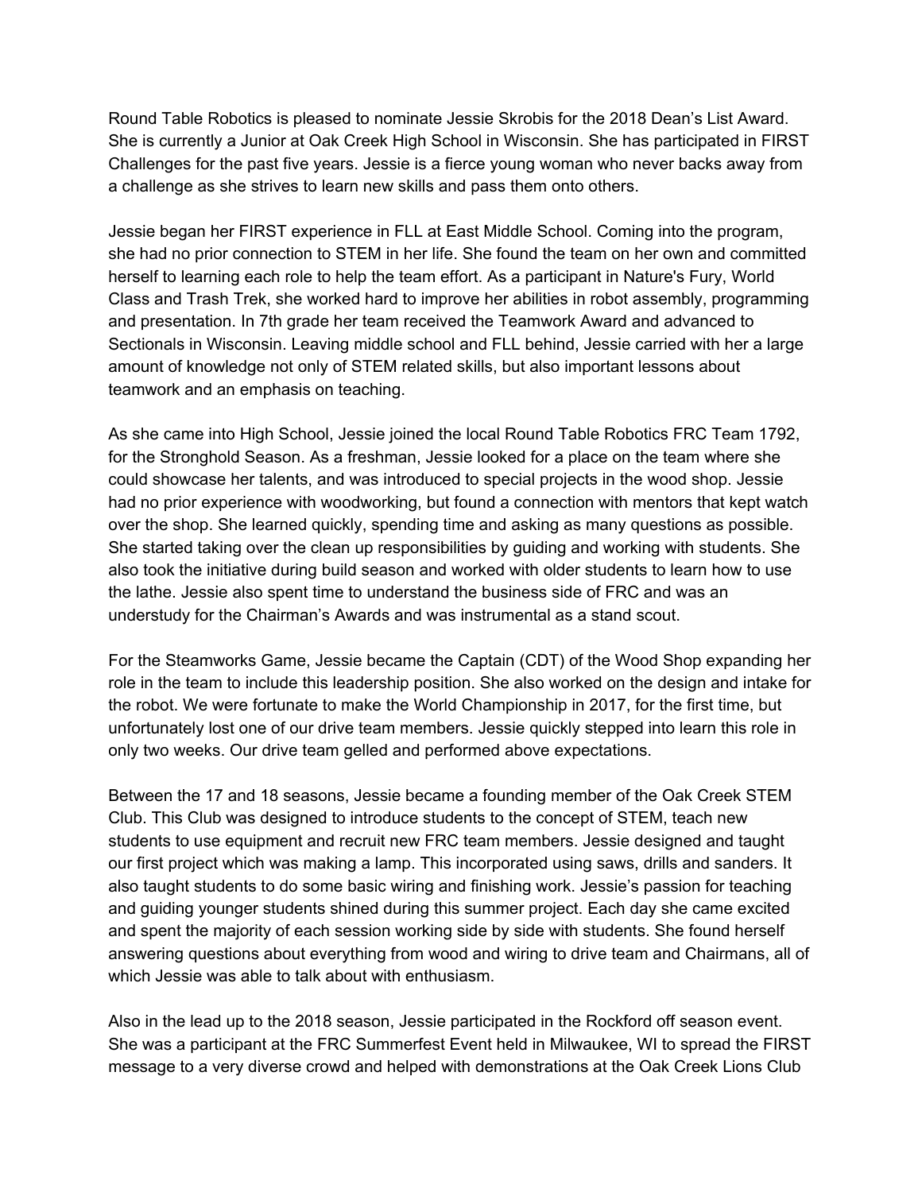Round Table Robotics is pleased to nominate Jessie Skrobis for the 2018 Dean's List Award. She is currently a Junior at Oak Creek High School in Wisconsin. She has participated in FIRST Challenges for the past five years. Jessie is a fierce young woman who never backs away from a challenge as she strives to learn new skills and pass them onto others.

Jessie began her FIRST experience in FLL at East Middle School. Coming into the program, she had no prior connection to STEM in her life. She found the team on her own and committed herself to learning each role to help the team effort. As a participant in Nature's Fury, World Class and Trash Trek, she worked hard to improve her abilities in robot assembly, programming and presentation. In 7th grade her team received the Teamwork Award and advanced to Sectionals in Wisconsin. Leaving middle school and FLL behind, Jessie carried with her a large amount of knowledge not only of STEM related skills, but also important lessons about teamwork and an emphasis on teaching.

As she came into High School, Jessie joined the local Round Table Robotics FRC Team 1792, for the Stronghold Season. As a freshman, Jessie looked for a place on the team where she could showcase her talents, and was introduced to special projects in the wood shop. Jessie had no prior experience with woodworking, but found a connection with mentors that kept watch over the shop. She learned quickly, spending time and asking as many questions as possible. She started taking over the clean up responsibilities by guiding and working with students. She also took the initiative during build season and worked with older students to learn how to use the lathe. Jessie also spent time to understand the business side of FRC and was an understudy for the Chairman's Awards and was instrumental as a stand scout.

For the Steamworks Game, Jessie became the Captain (CDT) of the Wood Shop expanding her role in the team to include this leadership position. She also worked on the design and intake for the robot. We were fortunate to make the World Championship in 2017, for the first time, but unfortunately lost one of our drive team members. Jessie quickly stepped into learn this role in only two weeks. Our drive team gelled and performed above expectations.

Between the 17 and 18 seasons, Jessie became a founding member of the Oak Creek STEM Club. This Club was designed to introduce students to the concept of STEM, teach new students to use equipment and recruit new FRC team members. Jessie designed and taught our first project which was making a lamp. This incorporated using saws, drills and sanders. It also taught students to do some basic wiring and finishing work. Jessie's passion for teaching and guiding younger students shined during this summer project. Each day she came excited and spent the majority of each session working side by side with students. She found herself answering questions about everything from wood and wiring to drive team and Chairmans, all of which Jessie was able to talk about with enthusiasm.

Also in the lead up to the 2018 season, Jessie participated in the Rockford off season event. She was a participant at the FRC Summerfest Event held in Milwaukee, WI to spread the FIRST message to a very diverse crowd and helped with demonstrations at the Oak Creek Lions Club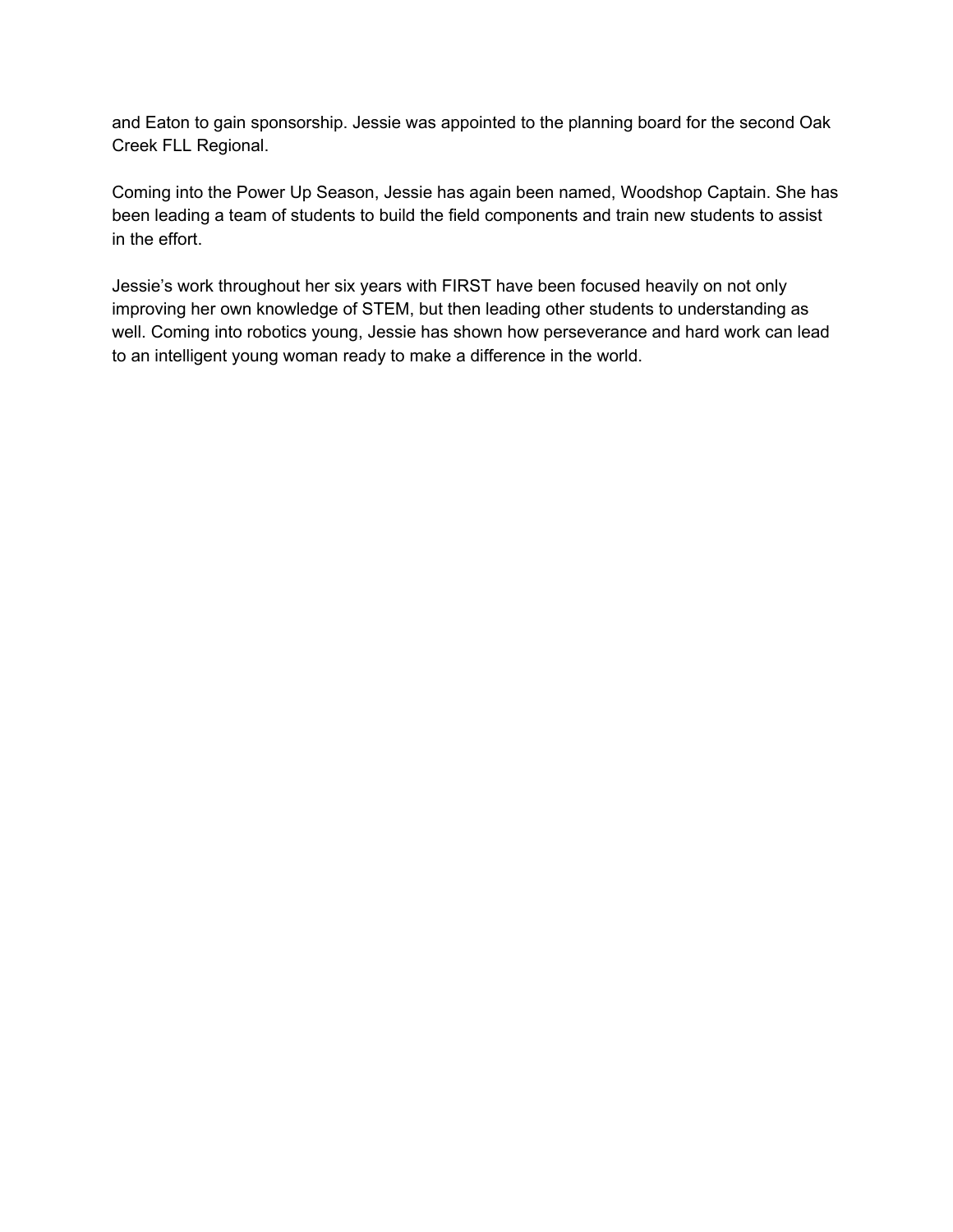and Eaton to gain sponsorship. Jessie was appointed to the planning board for the second Oak Creek FLL Regional.

Coming into the Power Up Season, Jessie has again been named, Woodshop Captain. She has been leading a team of students to build the field components and train new students to assist in the effort.

Jessie's work throughout her six years with FIRST have been focused heavily on not only improving her own knowledge of STEM, but then leading other students to understanding as well. Coming into robotics young, Jessie has shown how perseverance and hard work can lead to an intelligent young woman ready to make a difference in the world.